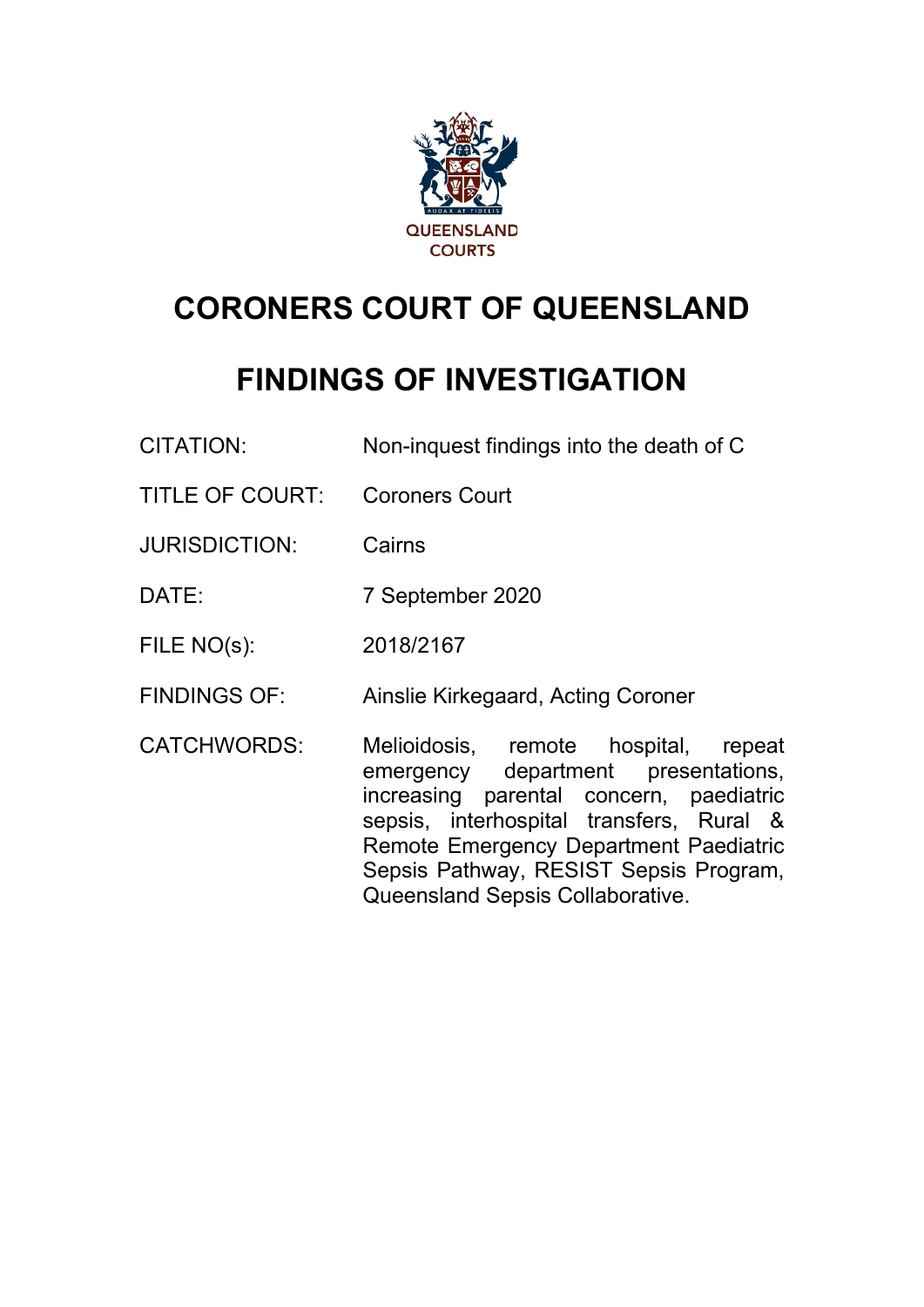QUEENSLAND COURTS

# CORONERS COURT OF QUEENSLAND

# FINDINGS OF INVESTIGATION

| | |
|---|---|
| CITATION: | Non-inquest findings into the death of C |
| TITLE OF COURT: | Coroners Court |
| JURISDICTION: | Cairns |
| DATE: | 7 September 2020 |
| FILE NO(s): | 2018/2167 |
| FINDINGS OF: | Ainslie Kirkegaard, Acting Coroner |
| CATCHWORDS: | Melioidosis, remote hospital, repeat emergency department presentations, increasing parental concern, paediatric sepsis, interhospital transfers, Rural & Remote Emergency Department Paediatric Sepsis Pathway, RESIST Sepsis Program, Queensland Sepsis Collaborative. |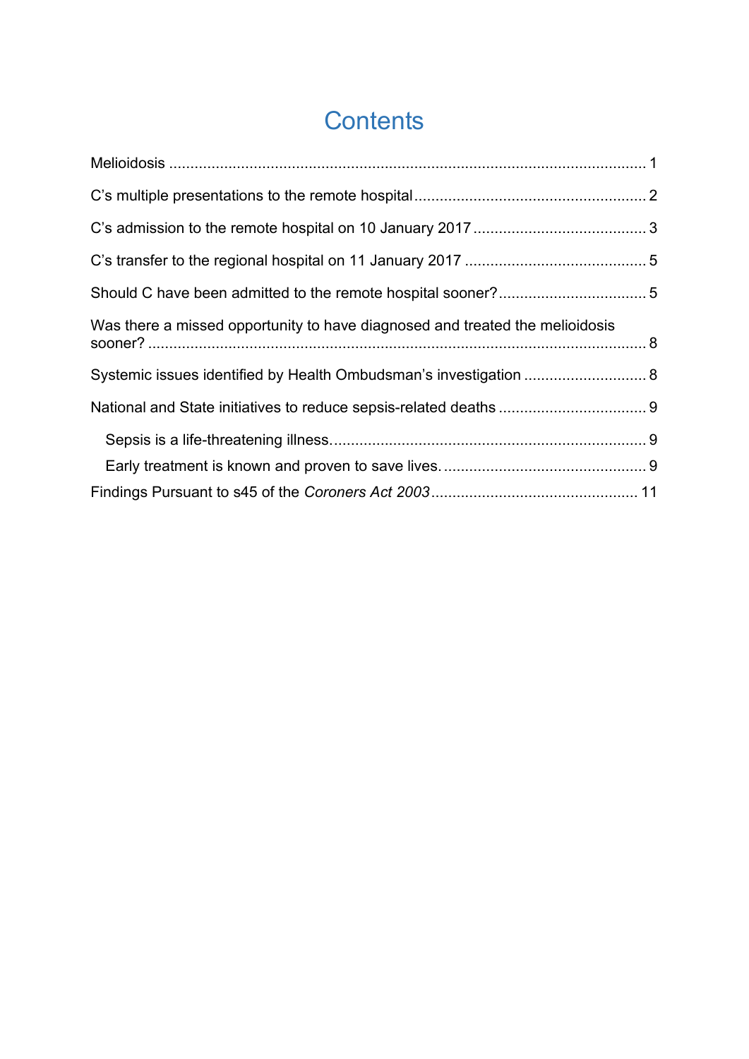# Contents

Melioidosis ........................................................................................................ 1

C's multiple presentations to the remote hospital ........................................................ 2

C's admission to the remote hospital on 10 January 2017 ........................................... 3

C's transfer to the regional hospital on 11 January 2017 ............................................ 5

Should C have been admitted to the remote hospital sooner? ..................................... 5

Was there a missed opportunity to have diagnosed and treated the melioidosis sooner? ........................................................................................................ 8

Systemic issues identified by Health Ombudsman's investigation ............................... 8

National and State initiatives to reduce sepsis-related deaths ..................................... 9

- Sepsis is a life-threatening illness. ................................................................. 9
- Early treatment is known and proven to save lives. ........................................... 9

Findings Pursuant to s45 of the *Coroners Act 2003* ................................................ 11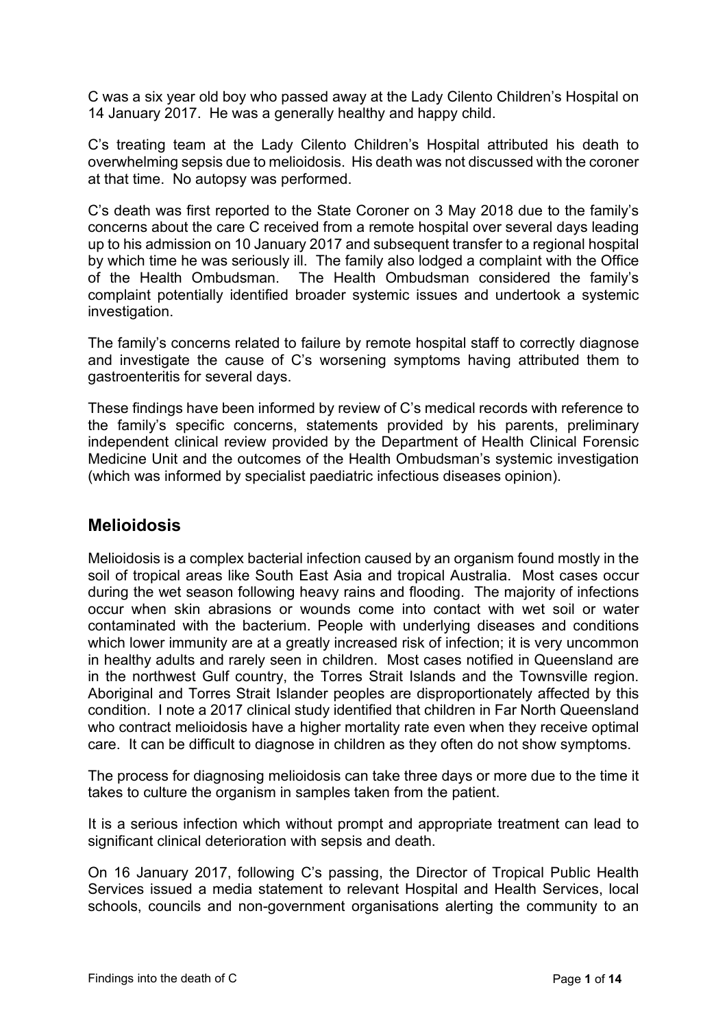C was a six year old boy who passed away at the Lady Cilento Children's Hospital on 14 January 2017. He was a generally healthy and happy child.

C's treating team at the Lady Cilento Children's Hospital attributed his death to overwhelming sepsis due to melioidosis. His death was not discussed with the coroner at that time. No autopsy was performed.

C's death was first reported to the State Coroner on 3 May 2018 due to the family's concerns about the care C received from a remote hospital over several days leading up to his admission on 10 January 2017 and subsequent transfer to a regional hospital by which time he was seriously ill. The family also lodged a complaint with the Office of the Health Ombudsman. The Health Ombudsman considered the family's complaint potentially identified broader systemic issues and undertook a systemic investigation.

The family's concerns related to failure by remote hospital staff to correctly diagnose and investigate the cause of C's worsening symptoms having attributed them to gastroenteritis for several days.

These findings have been informed by review of C's medical records with reference to the family's specific concerns, statements provided by his parents, preliminary independent clinical review provided by the Department of Health Clinical Forensic Medicine Unit and the outcomes of the Health Ombudsman's systemic investigation (which was informed by specialist paediatric infectious diseases opinion).

## Melioidosis

Melioidosis is a complex bacterial infection caused by an organism found mostly in the soil of tropical areas like South East Asia and tropical Australia. Most cases occur during the wet season following heavy rains and flooding. The majority of infections occur when skin abrasions or wounds come into contact with wet soil or water contaminated with the bacterium. People with underlying diseases and conditions which lower immunity are at a greatly increased risk of infection; it is very uncommon in healthy adults and rarely seen in children. Most cases notified in Queensland are in the northwest Gulf country, the Torres Strait Islands and the Townsville region. Aboriginal and Torres Strait Islander peoples are disproportionately affected by this condition. I note a 2017 clinical study identified that children in Far North Queensland who contract melioidosis have a higher mortality rate even when they receive optimal care. It can be difficult to diagnose in children as they often do not show symptoms.

The process for diagnosing melioidosis can take three days or more due to the time it takes to culture the organism in samples taken from the patient.

It is a serious infection which without prompt and appropriate treatment can lead to significant clinical deterioration with sepsis and death.

On 16 January 2017, following C's passing, the Director of Tropical Public Health Services issued a media statement to relevant Hospital and Health Services, local schools, councils and non-government organisations alerting the community to an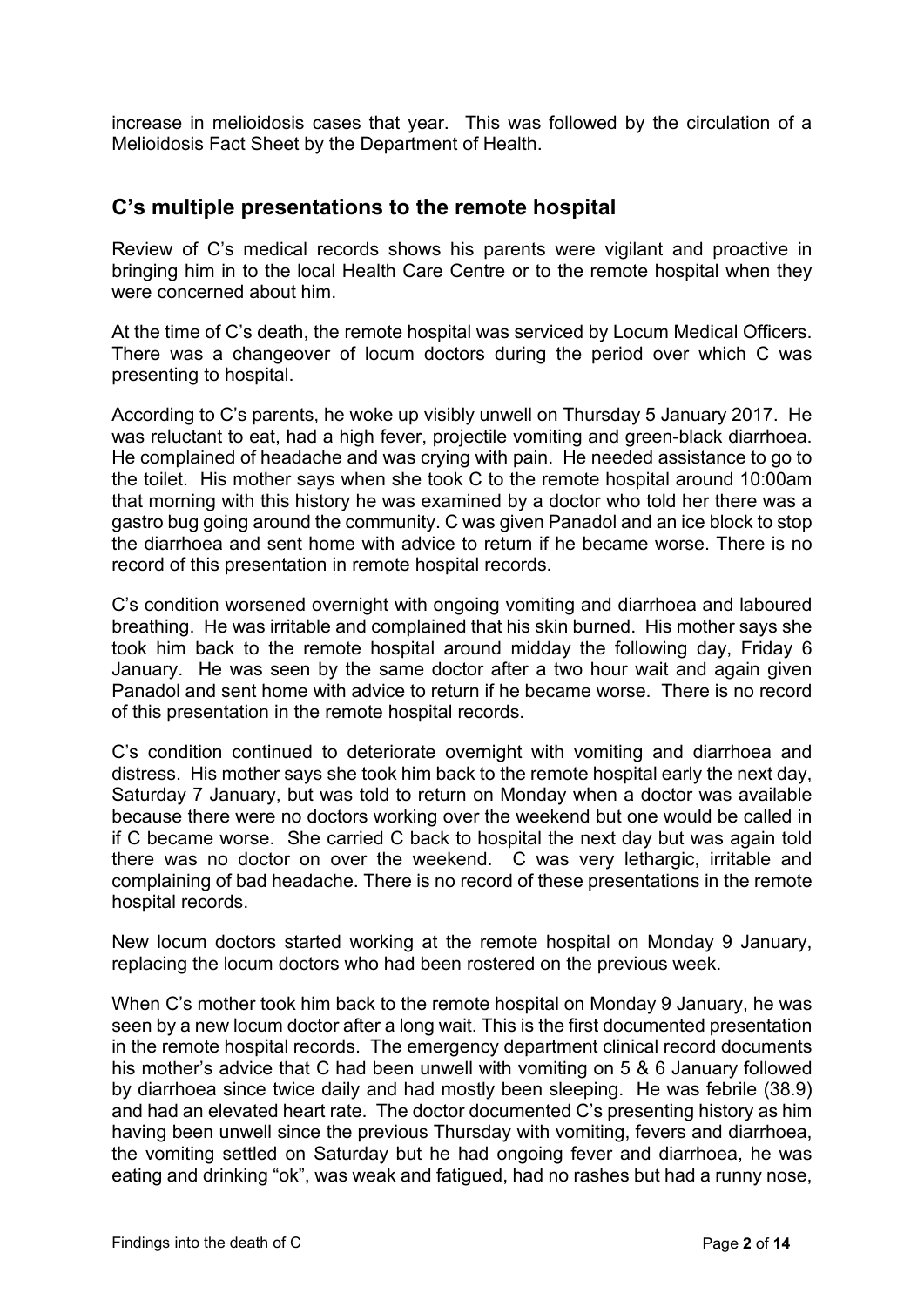increase in melioidosis cases that year. This was followed by the circulation of a Melioidosis Fact Sheet by the Department of Health.

## C's multiple presentations to the remote hospital

Review of C's medical records shows his parents were vigilant and proactive in bringing him in to the local Health Care Centre or to the remote hospital when they were concerned about him.

At the time of C's death, the remote hospital was serviced by Locum Medical Officers. There was a changeover of locum doctors during the period over which C was presenting to hospital.

According to C's parents, he woke up visibly unwell on Thursday 5 January 2017. He was reluctant to eat, had a high fever, projectile vomiting and green-black diarrhoea. He complained of headache and was crying with pain. He needed assistance to go to the toilet. His mother says when she took C to the remote hospital around 10:00am that morning with this history he was examined by a doctor who told her there was a gastro bug going around the community. C was given Panadol and an ice block to stop the diarrhoea and sent home with advice to return if he became worse. There is no record of this presentation in remote hospital records.

C's condition worsened overnight with ongoing vomiting and diarrhoea and laboured breathing. He was irritable and complained that his skin burned. His mother says she took him back to the remote hospital around midday the following day, Friday 6 January. He was seen by the same doctor after a two hour wait and again given Panadol and sent home with advice to return if he became worse. There is no record of this presentation in the remote hospital records.

C's condition continued to deteriorate overnight with vomiting and diarrhoea and distress. His mother says she took him back to the remote hospital early the next day, Saturday 7 January, but was told to return on Monday when a doctor was available because there were no doctors working over the weekend but one would be called in if C became worse. She carried C back to hospital the next day but was again told there was no doctor on over the weekend. C was very lethargic, irritable and complaining of bad headache. There is no record of these presentations in the remote hospital records.

New locum doctors started working at the remote hospital on Monday 9 January, replacing the locum doctors who had been rostered on the previous week.

When C's mother took him back to the remote hospital on Monday 9 January, he was seen by a new locum doctor after a long wait. This is the first documented presentation in the remote hospital records. The emergency department clinical record documents his mother's advice that C had been unwell with vomiting on 5 & 6 January followed by diarrhoea since twice daily and had mostly been sleeping. He was febrile (38.9) and had an elevated heart rate. The doctor documented C's presenting history as him having been unwell since the previous Thursday with vomiting, fevers and diarrhoea, the vomiting settled on Saturday but he had ongoing fever and diarrhoea, he was eating and drinking "ok", was weak and fatigued, had no rashes but had a runny nose,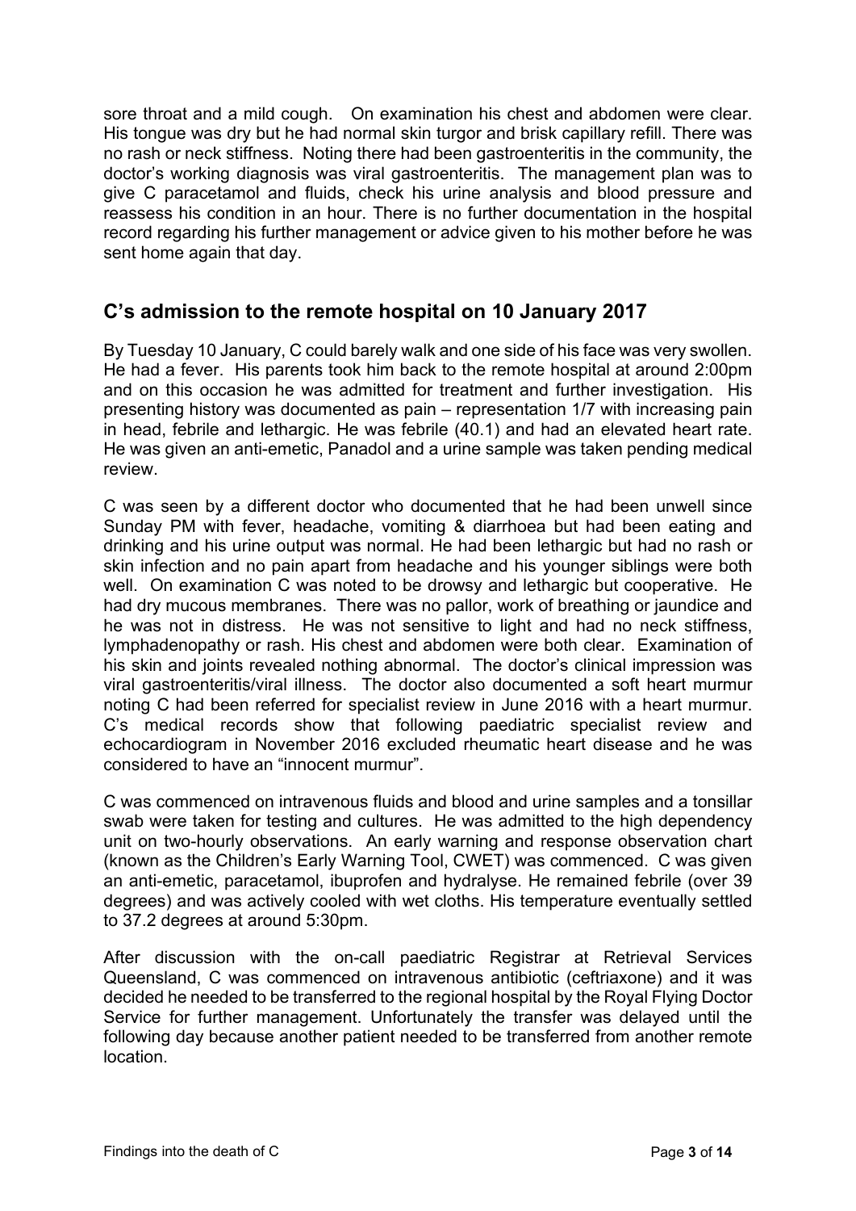sore throat and a mild cough. On examination his chest and abdomen were clear. His tongue was dry but he had normal skin turgor and brisk capillary refill. There was no rash or neck stiffness. Noting there had been gastroenteritis in the community, the doctor's working diagnosis was viral gastroenteritis. The management plan was to give C paracetamol and fluids, check his urine analysis and blood pressure and reassess his condition in an hour. There is no further documentation in the hospital record regarding his further management or advice given to his mother before he was sent home again that day.

## C's admission to the remote hospital on 10 January 2017

By Tuesday 10 January, C could barely walk and one side of his face was very swollen. He had a fever. His parents took him back to the remote hospital at around 2:00pm and on this occasion he was admitted for treatment and further investigation. His presenting history was documented as pain – representation 1/7 with increasing pain in head, febrile and lethargic. He was febrile (40.1) and had an elevated heart rate. He was given an anti-emetic, Panadol and a urine sample was taken pending medical review.

C was seen by a different doctor who documented that he had been unwell since Sunday PM with fever, headache, vomiting & diarrhoea but had been eating and drinking and his urine output was normal. He had been lethargic but had no rash or skin infection and no pain apart from headache and his younger siblings were both well. On examination C was noted to be drowsy and lethargic but cooperative. He had dry mucous membranes. There was no pallor, work of breathing or jaundice and he was not in distress. He was not sensitive to light and had no neck stiffness, lymphadenopathy or rash. His chest and abdomen were both clear. Examination of his skin and joints revealed nothing abnormal. The doctor's clinical impression was viral gastroenteritis/viral illness. The doctor also documented a soft heart murmur noting C had been referred for specialist review in June 2016 with a heart murmur. C's medical records show that following paediatric specialist review and echocardiogram in November 2016 excluded rheumatic heart disease and he was considered to have an "innocent murmur".

C was commenced on intravenous fluids and blood and urine samples and a tonsillar swab were taken for testing and cultures. He was admitted to the high dependency unit on two-hourly observations. An early warning and response observation chart (known as the Children's Early Warning Tool, CWET) was commenced. C was given an anti-emetic, paracetamol, ibuprofen and hydralyse. He remained febrile (over 39 degrees) and was actively cooled with wet cloths. His temperature eventually settled to 37.2 degrees at around 5:30pm.

After discussion with the on-call paediatric Registrar at Retrieval Services Queensland, C was commenced on intravenous antibiotic (ceftriaxone) and it was decided he needed to be transferred to the regional hospital by the Royal Flying Doctor Service for further management. Unfortunately the transfer was delayed until the following day because another patient needed to be transferred from another remote location.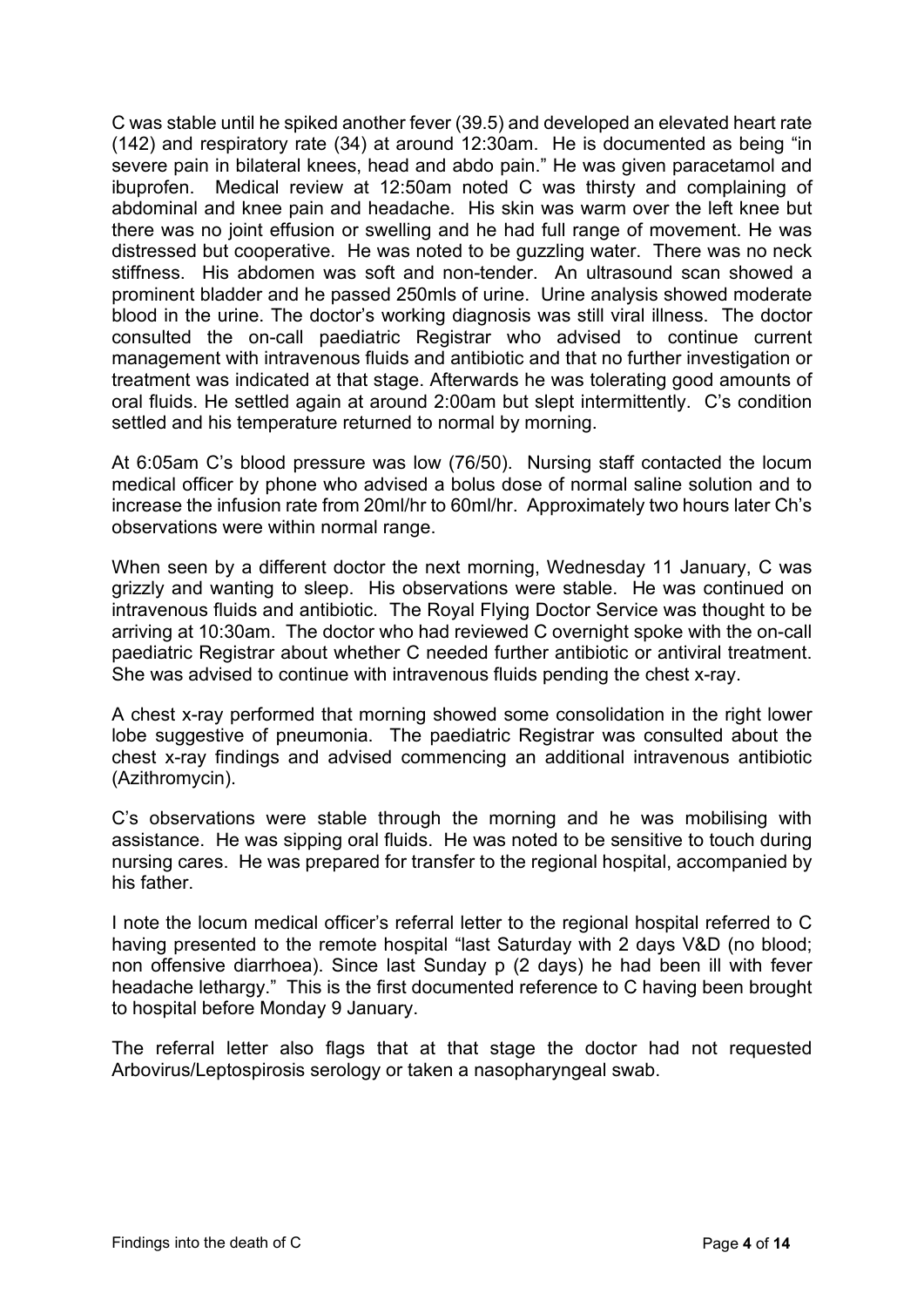C was stable until he spiked another fever (39.5) and developed an elevated heart rate (142) and respiratory rate (34) at around 12:30am. He is documented as being "in severe pain in bilateral knees, head and abdo pain." He was given paracetamol and ibuprofen. Medical review at 12:50am noted C was thirsty and complaining of abdominal and knee pain and headache. His skin was warm over the left knee but there was no joint effusion or swelling and he had full range of movement. He was distressed but cooperative. He was noted to be guzzling water. There was no neck stiffness. His abdomen was soft and non-tender. An ultrasound scan showed a prominent bladder and he passed 250mls of urine. Urine analysis showed moderate blood in the urine. The doctor's working diagnosis was still viral illness. The doctor consulted the on-call paediatric Registrar who advised to continue current management with intravenous fluids and antibiotic and that no further investigation or treatment was indicated at that stage. Afterwards he was tolerating good amounts of oral fluids. He settled again at around 2:00am but slept intermittently. C's condition settled and his temperature returned to normal by morning.

At 6:05am C's blood pressure was low (76/50). Nursing staff contacted the locum medical officer by phone who advised a bolus dose of normal saline solution and to increase the infusion rate from 20ml/hr to 60ml/hr. Approximately two hours later Ch's observations were within normal range.

When seen by a different doctor the next morning, Wednesday 11 January, C was grizzly and wanting to sleep. His observations were stable. He was continued on intravenous fluids and antibiotic. The Royal Flying Doctor Service was thought to be arriving at 10:30am. The doctor who had reviewed C overnight spoke with the on-call paediatric Registrar about whether C needed further antibiotic or antiviral treatment. She was advised to continue with intravenous fluids pending the chest x-ray.

A chest x-ray performed that morning showed some consolidation in the right lower lobe suggestive of pneumonia. The paediatric Registrar was consulted about the chest x-ray findings and advised commencing an additional intravenous antibiotic (Azithromycin).

C's observations were stable through the morning and he was mobilising with assistance. He was sipping oral fluids. He was noted to be sensitive to touch during nursing cares. He was prepared for transfer to the regional hospital, accompanied by his father.

I note the locum medical officer's referral letter to the regional hospital referred to C having presented to the remote hospital "last Saturday with 2 days V&D (no blood; non offensive diarrhoea). Since last Sunday p (2 days) he had been ill with fever headache lethargy." This is the first documented reference to C having been brought to hospital before Monday 9 January.

The referral letter also flags that at that stage the doctor had not requested Arbovirus/Leptospirosis serology or taken a nasopharyngeal swab.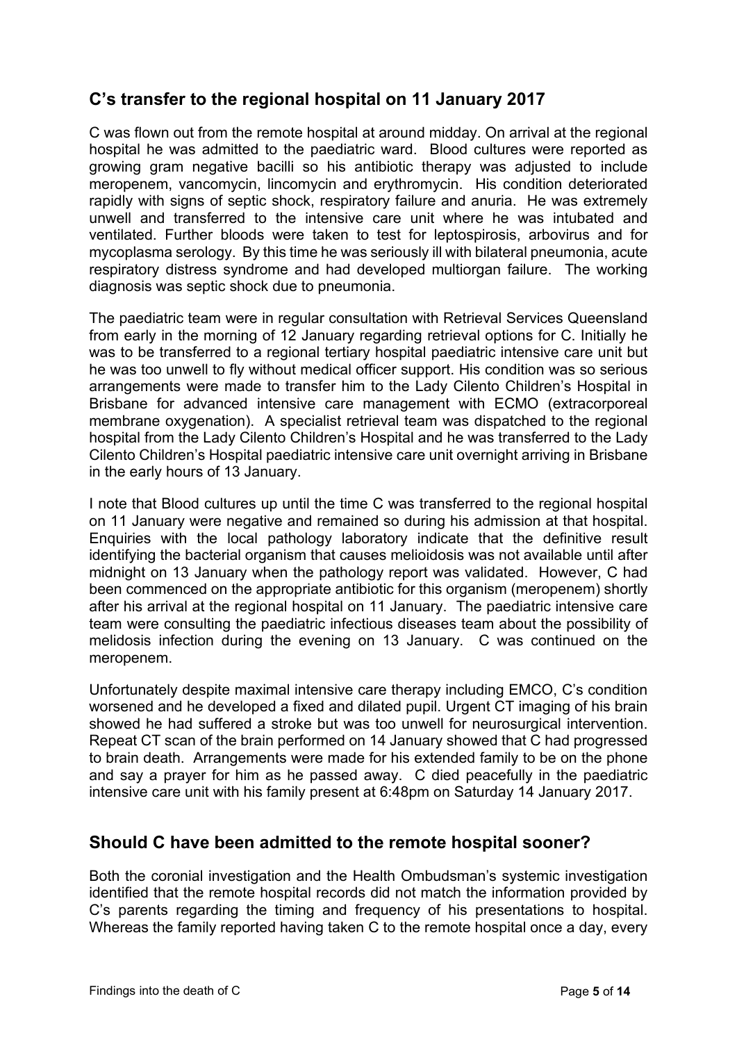## C's transfer to the regional hospital on 11 January 2017

C was flown out from the remote hospital at around midday. On arrival at the regional hospital he was admitted to the paediatric ward. Blood cultures were reported as growing gram negative bacilli so his antibiotic therapy was adjusted to include meropenem, vancomycin, lincomycin and erythromycin. His condition deteriorated rapidly with signs of septic shock, respiratory failure and anuria. He was extremely unwell and transferred to the intensive care unit where he was intubated and ventilated. Further bloods were taken to test for leptospirosis, arbovirus and for mycoplasma serology. By this time he was seriously ill with bilateral pneumonia, acute respiratory distress syndrome and had developed multiorgan failure. The working diagnosis was septic shock due to pneumonia.

The paediatric team were in regular consultation with Retrieval Services Queensland from early in the morning of 12 January regarding retrieval options for C. Initially he was to be transferred to a regional tertiary hospital paediatric intensive care unit but he was too unwell to fly without medical officer support. His condition was so serious arrangements were made to transfer him to the Lady Cilento Children's Hospital in Brisbane for advanced intensive care management with ECMO (extracorporeal membrane oxygenation). A specialist retrieval team was dispatched to the regional hospital from the Lady Cilento Children's Hospital and he was transferred to the Lady Cilento Children's Hospital paediatric intensive care unit overnight arriving in Brisbane in the early hours of 13 January.

I note that Blood cultures up until the time C was transferred to the regional hospital on 11 January were negative and remained so during his admission at that hospital. Enquiries with the local pathology laboratory indicate that the definitive result identifying the bacterial organism that causes melioidosis was not available until after midnight on 13 January when the pathology report was validated. However, C had been commenced on the appropriate antibiotic for this organism (meropenem) shortly after his arrival at the regional hospital on 11 January. The paediatric intensive care team were consulting the paediatric infectious diseases team about the possibility of melidosis infection during the evening on 13 January. C was continued on the meropenem.

Unfortunately despite maximal intensive care therapy including EMCO, C's condition worsened and he developed a fixed and dilated pupil. Urgent CT imaging of his brain showed he had suffered a stroke but was too unwell for neurosurgical intervention. Repeat CT scan of the brain performed on 14 January showed that C had progressed to brain death. Arrangements were made for his extended family to be on the phone and say a prayer for him as he passed away. C died peacefully in the paediatric intensive care unit with his family present at 6:48pm on Saturday 14 January 2017.

## Should C have been admitted to the remote hospital sooner?

Both the coronial investigation and the Health Ombudsman's systemic investigation identified that the remote hospital records did not match the information provided by C's parents regarding the timing and frequency of his presentations to hospital. Whereas the family reported having taken C to the remote hospital once a day, every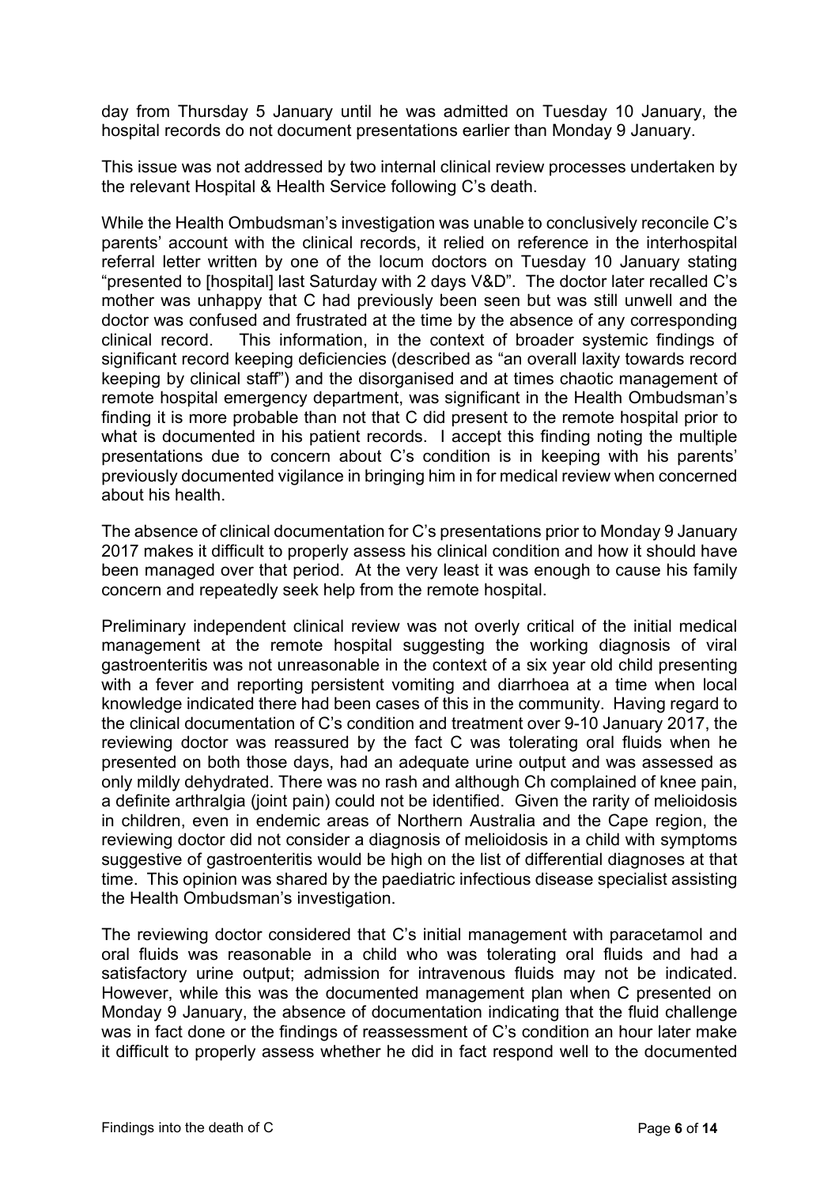day from Thursday 5 January until he was admitted on Tuesday 10 January, the hospital records do not document presentations earlier than Monday 9 January.

This issue was not addressed by two internal clinical review processes undertaken by the relevant Hospital & Health Service following C's death.

While the Health Ombudsman's investigation was unable to conclusively reconcile C's parents' account with the clinical records, it relied on reference in the interhospital referral letter written by one of the locum doctors on Tuesday 10 January stating "presented to [hospital] last Saturday with 2 days V&D". The doctor later recalled C's mother was unhappy that C had previously been seen but was still unwell and the doctor was confused and frustrated at the time by the absence of any corresponding clinical record. This information, in the context of broader systemic findings of significant record keeping deficiencies (described as "an overall laxity towards record keeping by clinical staff") and the disorganised and at times chaotic management of remote hospital emergency department, was significant in the Health Ombudsman's finding it is more probable than not that C did present to the remote hospital prior to what is documented in his patient records. I accept this finding noting the multiple presentations due to concern about C's condition is in keeping with his parents' previously documented vigilance in bringing him in for medical review when concerned about his health.

The absence of clinical documentation for C's presentations prior to Monday 9 January 2017 makes it difficult to properly assess his clinical condition and how it should have been managed over that period. At the very least it was enough to cause his family concern and repeatedly seek help from the remote hospital.

Preliminary independent clinical review was not overly critical of the initial medical management at the remote hospital suggesting the working diagnosis of viral gastroenteritis was not unreasonable in the context of a six year old child presenting with a fever and reporting persistent vomiting and diarrhoea at a time when local knowledge indicated there had been cases of this in the community. Having regard to the clinical documentation of C's condition and treatment over 9-10 January 2017, the reviewing doctor was reassured by the fact C was tolerating oral fluids when he presented on both those days, had an adequate urine output and was assessed as only mildly dehydrated. There was no rash and although Ch complained of knee pain, a definite arthralgia (joint pain) could not be identified. Given the rarity of melioidosis in children, even in endemic areas of Northern Australia and the Cape region, the reviewing doctor did not consider a diagnosis of melioidosis in a child with symptoms suggestive of gastroenteritis would be high on the list of differential diagnoses at that time. This opinion was shared by the paediatric infectious disease specialist assisting the Health Ombudsman's investigation.

The reviewing doctor considered that C's initial management with paracetamol and oral fluids was reasonable in a child who was tolerating oral fluids and had a satisfactory urine output; admission for intravenous fluids may not be indicated. However, while this was the documented management plan when C presented on Monday 9 January, the absence of documentation indicating that the fluid challenge was in fact done or the findings of reassessment of C's condition an hour later make it difficult to properly assess whether he did in fact respond well to the documented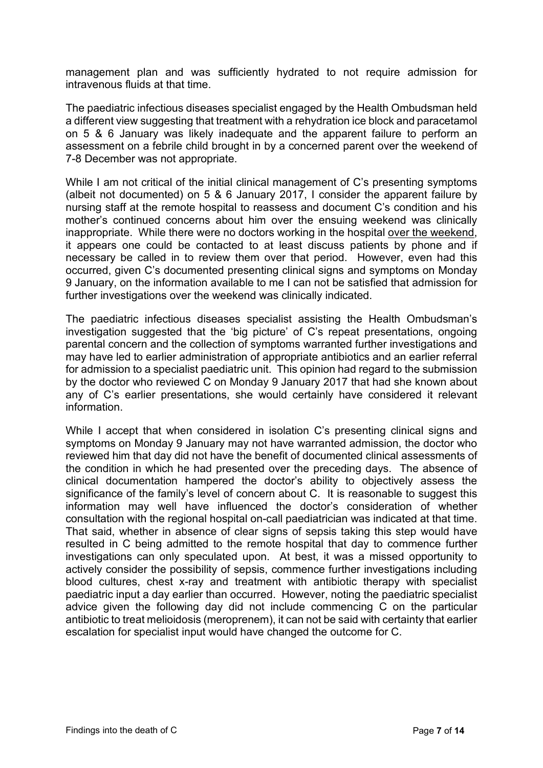management plan and was sufficiently hydrated to not require admission for intravenous fluids at that time.

The paediatric infectious diseases specialist engaged by the Health Ombudsman held a different view suggesting that treatment with a rehydration ice block and paracetamol on 5 & 6 January was likely inadequate and the apparent failure to perform an assessment on a febrile child brought in by a concerned parent over the weekend of 7-8 December was not appropriate.

While I am not critical of the initial clinical management of C's presenting symptoms (albeit not documented) on 5 & 6 January 2017, I consider the apparent failure by nursing staff at the remote hospital to reassess and document C's condition and his mother's continued concerns about him over the ensuing weekend was clinically inappropriate. While there were no doctors working in the hospital <u>over the weekend</u>, it appears one could be contacted to at least discuss patients by phone and if necessary be called in to review them over that period. However, even had this occurred, given C's documented presenting clinical signs and symptoms on Monday 9 January, on the information available to me I can not be satisfied that admission for further investigations over the weekend was clinically indicated.

The paediatric infectious diseases specialist assisting the Health Ombudsman's investigation suggested that the 'big picture' of C's repeat presentations, ongoing parental concern and the collection of symptoms warranted further investigations and may have led to earlier administration of appropriate antibiotics and an earlier referral for admission to a specialist paediatric unit. This opinion had regard to the submission by the doctor who reviewed C on Monday 9 January 2017 that had she known about any of C's earlier presentations, she would certainly have considered it relevant information.

While I accept that when considered in isolation C's presenting clinical signs and symptoms on Monday 9 January may not have warranted admission, the doctor who reviewed him that day did not have the benefit of documented clinical assessments of the condition in which he had presented over the preceding days. The absence of clinical documentation hampered the doctor's ability to objectively assess the significance of the family's level of concern about C. It is reasonable to suggest this information may well have influenced the doctor's consideration of whether consultation with the regional hospital on-call paediatrician was indicated at that time. That said, whether in absence of clear signs of sepsis taking this step would have resulted in C being admitted to the remote hospital that day to commence further investigations can only speculated upon. At best, it was a missed opportunity to actively consider the possibility of sepsis, commence further investigations including blood cultures, chest x-ray and treatment with antibiotic therapy with specialist paediatric input a day earlier than occurred. However, noting the paediatric specialist advice given the following day did not include commencing C on the particular antibiotic to treat melioidosis (meroprenem), it can not be said with certainty that earlier escalation for specialist input would have changed the outcome for C.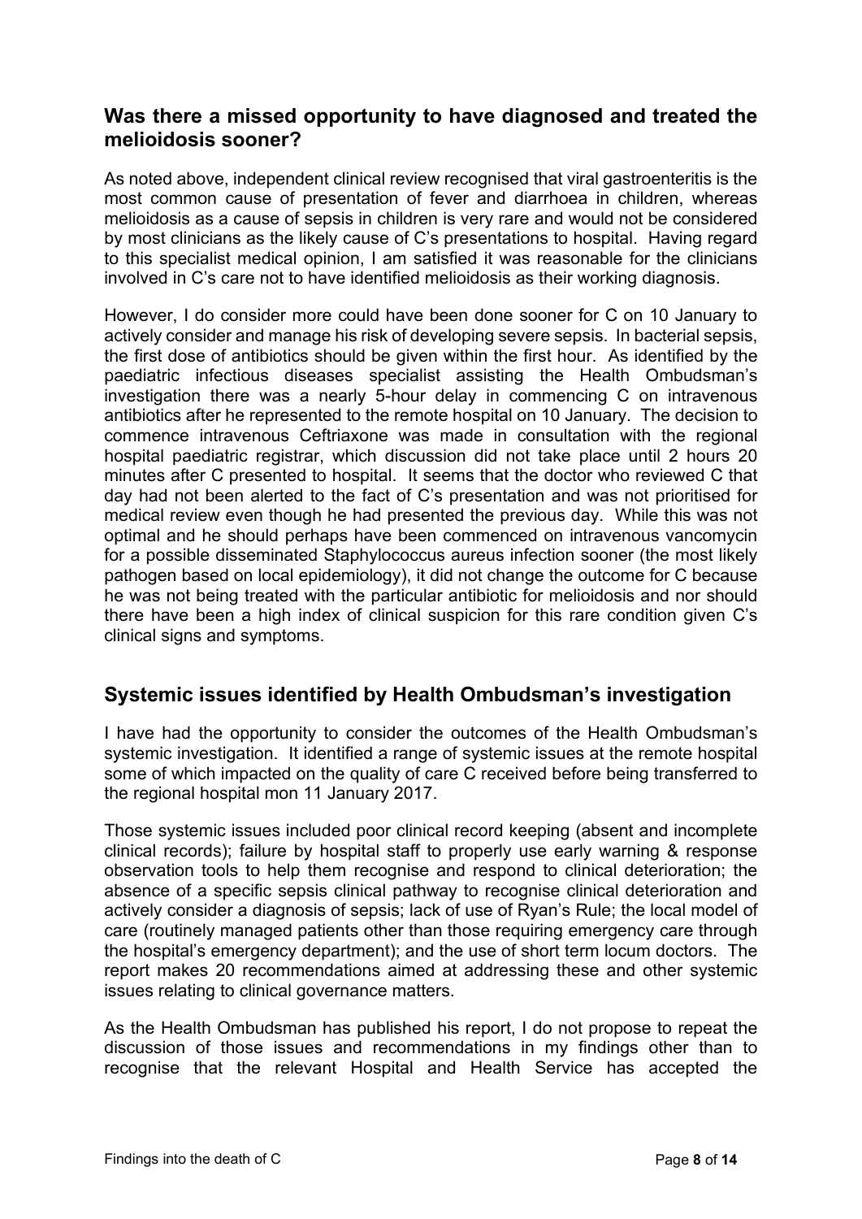## Was there a missed opportunity to have diagnosed and treated the melioidosis sooner?

As noted above, independent clinical review recognised that viral gastroenteritis is the most common cause of presentation of fever and diarrhoea in children, whereas melioidosis as a cause of sepsis in children is very rare and would not be considered by most clinicians as the likely cause of C's presentations to hospital. Having regard to this specialist medical opinion, I am satisfied it was reasonable for the clinicians involved in C's care not to have identified melioidosis as their working diagnosis.

However, I do consider more could have been done sooner for C on 10 January to actively consider and manage his risk of developing severe sepsis. In bacterial sepsis, the first dose of antibiotics should be given within the first hour. As identified by the paediatric infectious diseases specialist assisting the Health Ombudsman's investigation there was a nearly 5-hour delay in commencing C on intravenous antibiotics after he represented to the remote hospital on 10 January. The decision to commence intravenous Ceftriaxone was made in consultation with the regional hospital paediatric registrar, which discussion did not take place until 2 hours 20 minutes after C presented to hospital. It seems that the doctor who reviewed C that day had not been alerted to the fact of C's presentation and was not prioritised for medical review even though he had presented the previous day. While this was not optimal and he should perhaps have been commenced on intravenous vancomycin for a possible disseminated Staphylococcus aureus infection sooner (the most likely pathogen based on local epidemiology), it did not change the outcome for C because he was not being treated with the particular antibiotic for melioidosis and nor should there have been a high index of clinical suspicion for this rare condition given C's clinical signs and symptoms.

## Systemic issues identified by Health Ombudsman's investigation

I have had the opportunity to consider the outcomes of the Health Ombudsman's systemic investigation. It identified a range of systemic issues at the remote hospital some of which impacted on the quality of care C received before being transferred to the regional hospital mon 11 January 2017.

Those systemic issues included poor clinical record keeping (absent and incomplete clinical records); failure by hospital staff to properly use early warning & response observation tools to help them recognise and respond to clinical deterioration; the absence of a specific sepsis clinical pathway to recognise clinical deterioration and actively consider a diagnosis of sepsis; lack of use of Ryan's Rule; the local model of care (routinely managed patients other than those requiring emergency care through the hospital's emergency department); and the use of short term locum doctors. The report makes 20 recommendations aimed at addressing these and other systemic issues relating to clinical governance matters.

As the Health Ombudsman has published his report, I do not propose to repeat the discussion of those issues and recommendations in my findings other than to recognise that the relevant Hospital and Health Service has accepted the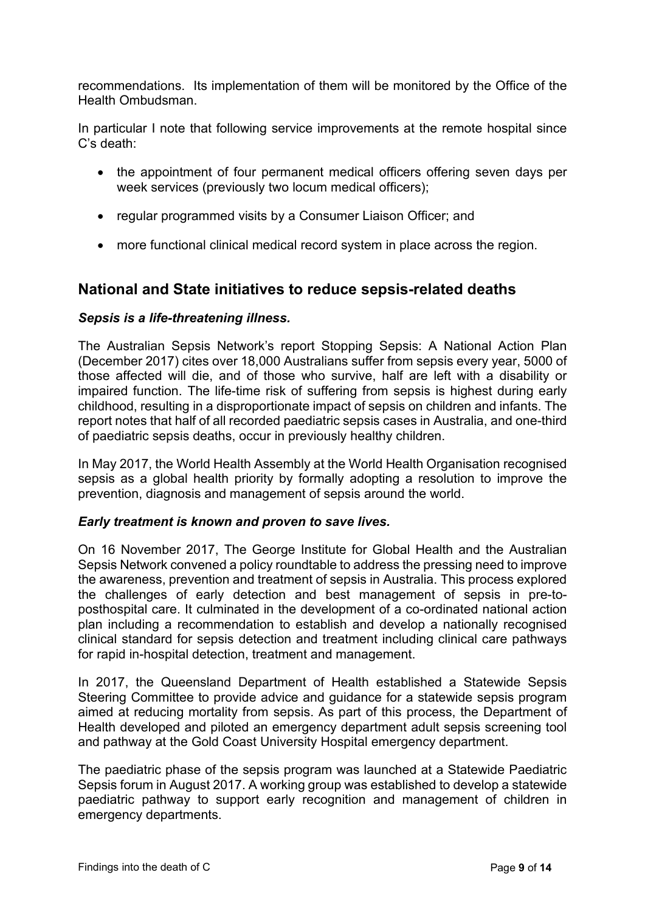recommendations. Its implementation of them will be monitored by the Office of the Health Ombudsman.

In particular I note that following service improvements at the remote hospital since C's death:

- the appointment of four permanent medical officers offering seven days per week services (previously two locum medical officers);
- regular programmed visits by a Consumer Liaison Officer; and
- more functional clinical medical record system in place across the region.

## National and State initiatives to reduce sepsis-related deaths

### *Sepsis is a life-threatening illness.*

The Australian Sepsis Network's report Stopping Sepsis: A National Action Plan (December 2017) cites over 18,000 Australians suffer from sepsis every year, 5000 of those affected will die, and of those who survive, half are left with a disability or impaired function. The life-time risk of suffering from sepsis is highest during early childhood, resulting in a disproportionate impact of sepsis on children and infants. The report notes that half of all recorded paediatric sepsis cases in Australia, and one-third of paediatric sepsis deaths, occur in previously healthy children.

In May 2017, the World Health Assembly at the World Health Organisation recognised sepsis as a global health priority by formally adopting a resolution to improve the prevention, diagnosis and management of sepsis around the world.

### *Early treatment is known and proven to save lives.*

On 16 November 2017, The George Institute for Global Health and the Australian Sepsis Network convened a policy roundtable to address the pressing need to improve the awareness, prevention and treatment of sepsis in Australia. This process explored the challenges of early detection and best management of sepsis in pre-to-posthospital care. It culminated in the development of a co-ordinated national action plan including a recommendation to establish and develop a nationally recognised clinical standard for sepsis detection and treatment including clinical care pathways for rapid in-hospital detection, treatment and management.

In 2017, the Queensland Department of Health established a Statewide Sepsis Steering Committee to provide advice and guidance for a statewide sepsis program aimed at reducing mortality from sepsis. As part of this process, the Department of Health developed and piloted an emergency department adult sepsis screening tool and pathway at the Gold Coast University Hospital emergency department.

The paediatric phase of the sepsis program was launched at a Statewide Paediatric Sepsis forum in August 2017. A working group was established to develop a statewide paediatric pathway to support early recognition and management of children in emergency departments.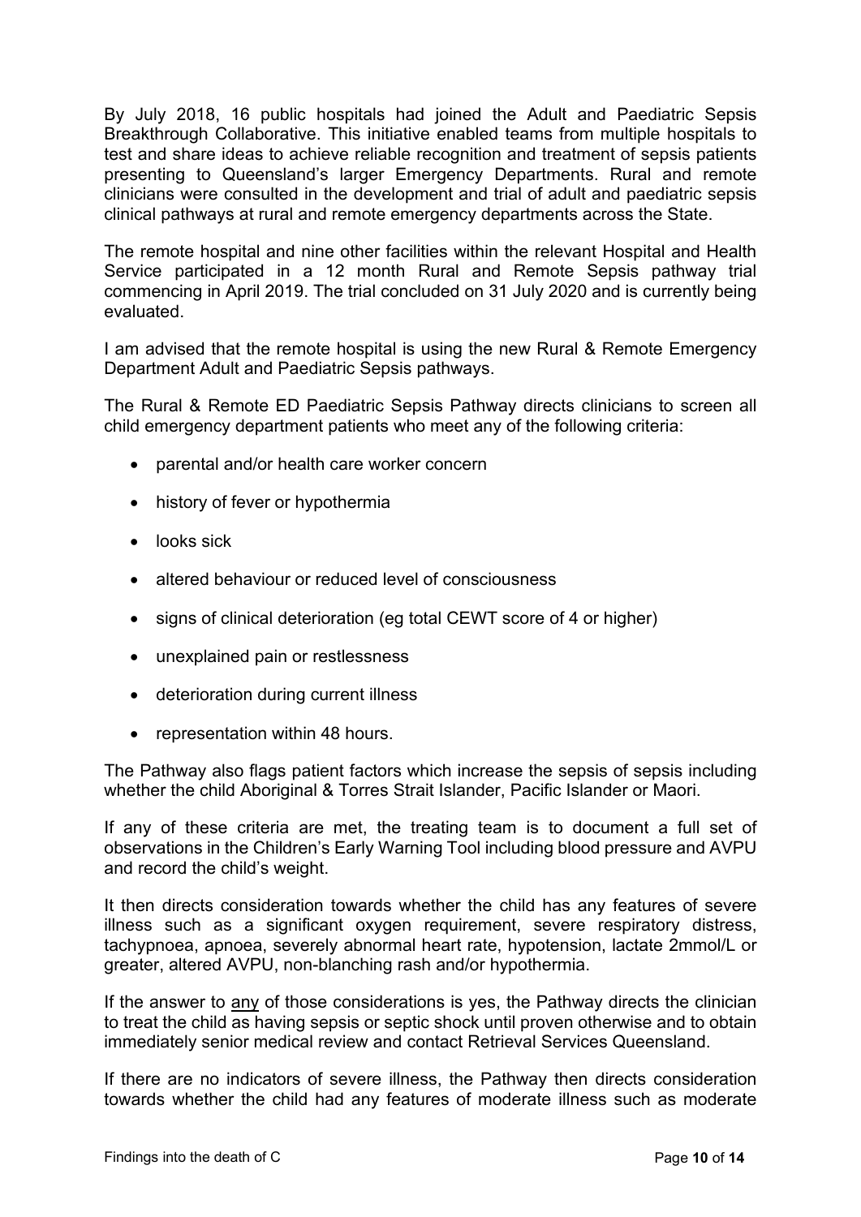By July 2018, 16 public hospitals had joined the Adult and Paediatric Sepsis Breakthrough Collaborative. This initiative enabled teams from multiple hospitals to test and share ideas to achieve reliable recognition and treatment of sepsis patients presenting to Queensland's larger Emergency Departments. Rural and remote clinicians were consulted in the development and trial of adult and paediatric sepsis clinical pathways at rural and remote emergency departments across the State.

The remote hospital and nine other facilities within the relevant Hospital and Health Service participated in a 12 month Rural and Remote Sepsis pathway trial commencing in April 2019. The trial concluded on 31 July 2020 and is currently being evaluated.

I am advised that the remote hospital is using the new Rural & Remote Emergency Department Adult and Paediatric Sepsis pathways.

The Rural & Remote ED Paediatric Sepsis Pathway directs clinicians to screen all child emergency department patients who meet any of the following criteria:

- parental and/or health care worker concern
- history of fever or hypothermia
- looks sick
- altered behaviour or reduced level of consciousness
- signs of clinical deterioration (eg total CEWT score of 4 or higher)
- unexplained pain or restlessness
- deterioration during current illness
- representation within 48 hours.

The Pathway also flags patient factors which increase the sepsis of sepsis including whether the child Aboriginal & Torres Strait Islander, Pacific Islander or Maori.

If any of these criteria are met, the treating team is to document a full set of observations in the Children's Early Warning Tool including blood pressure and AVPU and record the child's weight.

It then directs consideration towards whether the child has any features of severe illness such as a significant oxygen requirement, severe respiratory distress, tachypnoea, apnoea, severely abnormal heart rate, hypotension, lactate 2mmol/L or greater, altered AVPU, non-blanching rash and/or hypothermia.

If the answer to <u>any</u> of those considerations is yes, the Pathway directs the clinician to treat the child as having sepsis or septic shock until proven otherwise and to obtain immediately senior medical review and contact Retrieval Services Queensland.

If there are no indicators of severe illness, the Pathway then directs consideration towards whether the child had any features of moderate illness such as moderate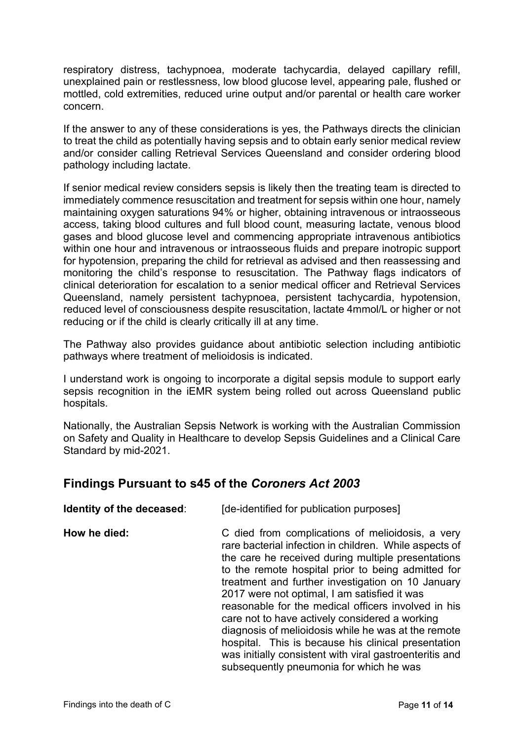respiratory distress, tachypnoea, moderate tachycardia, delayed capillary refill, unexplained pain or restlessness, low blood glucose level, appearing pale, flushed or mottled, cold extremities, reduced urine output and/or parental or health care worker concern.

If the answer to any of these considerations is yes, the Pathways directs the clinician to treat the child as potentially having sepsis and to obtain early senior medical review and/or consider calling Retrieval Services Queensland and consider ordering blood pathology including lactate.

If senior medical review considers sepsis is likely then the treating team is directed to immediately commence resuscitation and treatment for sepsis within one hour, namely maintaining oxygen saturations 94% or higher, obtaining intravenous or intraosseous access, taking blood cultures and full blood count, measuring lactate, venous blood gases and blood glucose level and commencing appropriate intravenous antibiotics within one hour and intravenous or intraosseous fluids and prepare inotropic support for hypotension, preparing the child for retrieval as advised and then reassessing and monitoring the child's response to resuscitation. The Pathway flags indicators of clinical deterioration for escalation to a senior medical officer and Retrieval Services Queensland, namely persistent tachypnoea, persistent tachycardia, hypotension, reduced level of consciousness despite resuscitation, lactate 4mmol/L or higher or not reducing or if the child is clearly critically ill at any time.

The Pathway also provides guidance about antibiotic selection including antibiotic pathways where treatment of melioidosis is indicated.

I understand work is ongoing to incorporate a digital sepsis module to support early sepsis recognition in the iEMR system being rolled out across Queensland public hospitals.

Nationally, the Australian Sepsis Network is working with the Australian Commission on Safety and Quality in Healthcare to develop Sepsis Guidelines and a Clinical Care Standard by mid-2021.

## Findings Pursuant to s45 of the *Coroners Act 2003*

**Identity of the deceased**: [de-identified for publication purposes]

**How he died:** C died from complications of melioidosis, a very rare bacterial infection in children. While aspects of the care he received during multiple presentations to the remote hospital prior to being admitted for treatment and further investigation on 10 January 2017 were not optimal, I am satisfied it was reasonable for the medical officers involved in his care not to have actively considered a working diagnosis of melioidosis while he was at the remote hospital. This is because his clinical presentation was initially consistent with viral gastroenteritis and subsequently pneumonia for which he was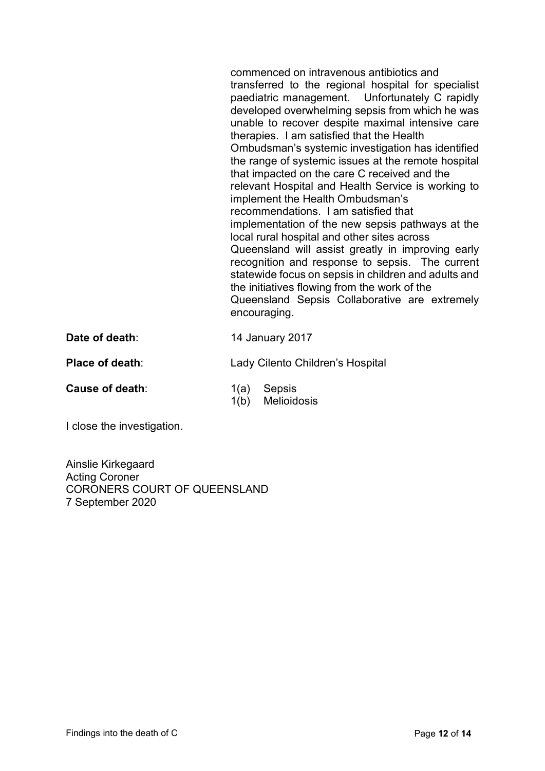commenced on intravenous antibiotics and transferred to the regional hospital for specialist paediatric management. Unfortunately C rapidly developed overwhelming sepsis from which he was unable to recover despite maximal intensive care therapies. I am satisfied that the Health Ombudsman's systemic investigation has identified the range of systemic issues at the remote hospital that impacted on the care C received and the relevant Hospital and Health Service is working to implement the Health Ombudsman's recommendations. I am satisfied that implementation of the new sepsis pathways at the local rural hospital and other sites across Queensland will assist greatly in improving early recognition and response to sepsis. The current statewide focus on sepsis in children and adults and the initiatives flowing from the work of the Queensland Sepsis Collaborative are extremely encouraging.

**Date of death**: 14 January 2017

**Place of death**: Lady Cilento Children's Hospital

**Cause of death**: 1(a) Sepsis
1(b) Melioidosis

I close the investigation.

Ainslie Kirkegaard
Acting Coroner
CORONERS COURT OF QUEENSLAND
7 September 2020